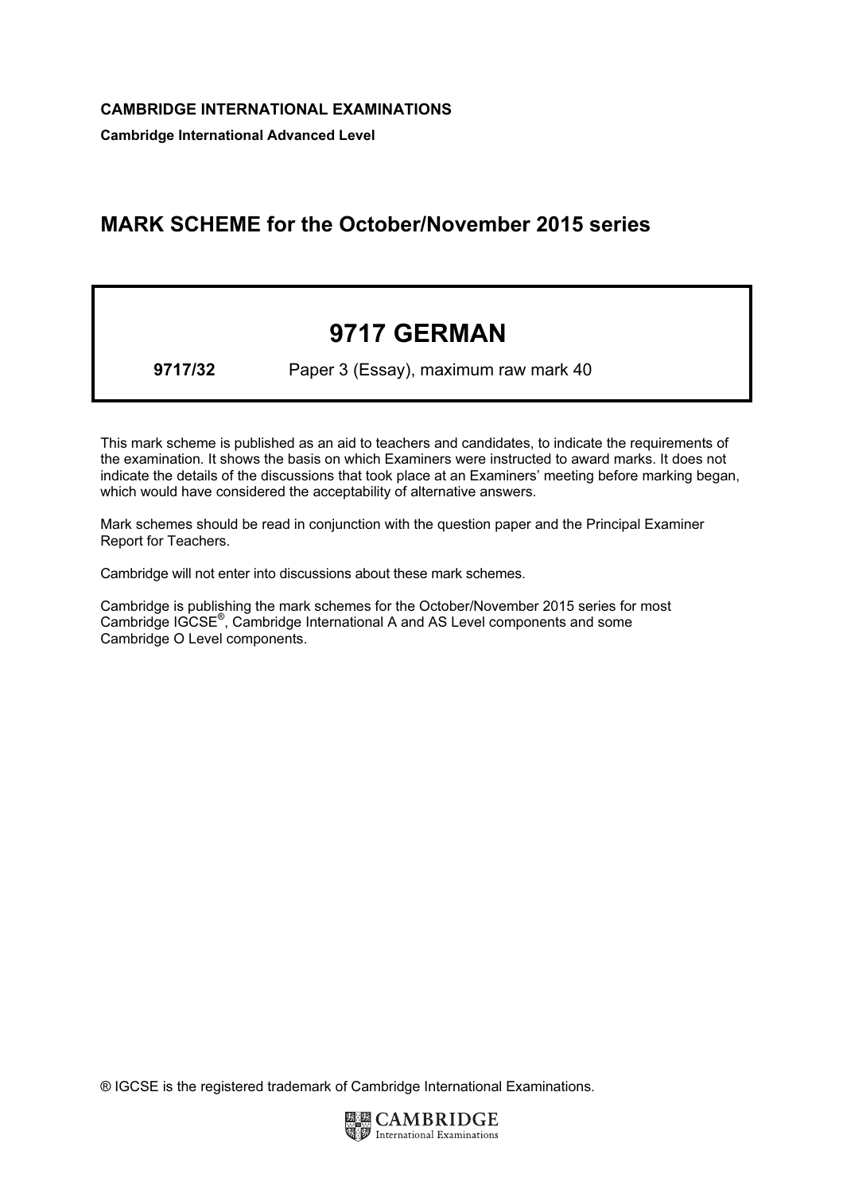**CAMBRIDGE INTERNATIONAL EXAMINATIONS**

**Cambridge International Advanced Level**

# MARK SCHEME for the October/November 2015 series

## 9717 GERMAN

**9717/32** Paper 3 (Essay), maximum raw mark 40

This mark scheme is published as an aid to teachers and candidates, to indicate the requirements of the examination. It shows the basis on which Examiners were instructed to award marks. It does not indicate the details of the discussions that took place at an Examiners' meeting before marking began, which would have considered the acceptability of alternative answers.

Mark schemes should be read in conjunction with the question paper and the Principal Examiner Report for Teachers.

Cambridge will not enter into discussions about these mark schemes.

Cambridge is publishing the mark schemes for the October/November 2015 series for most Cambridge IGCSE®, Cambridge International A and AS Level components and some Cambridge O Level components.

® IGCSE is the registered trademark of Cambridge International Examinations.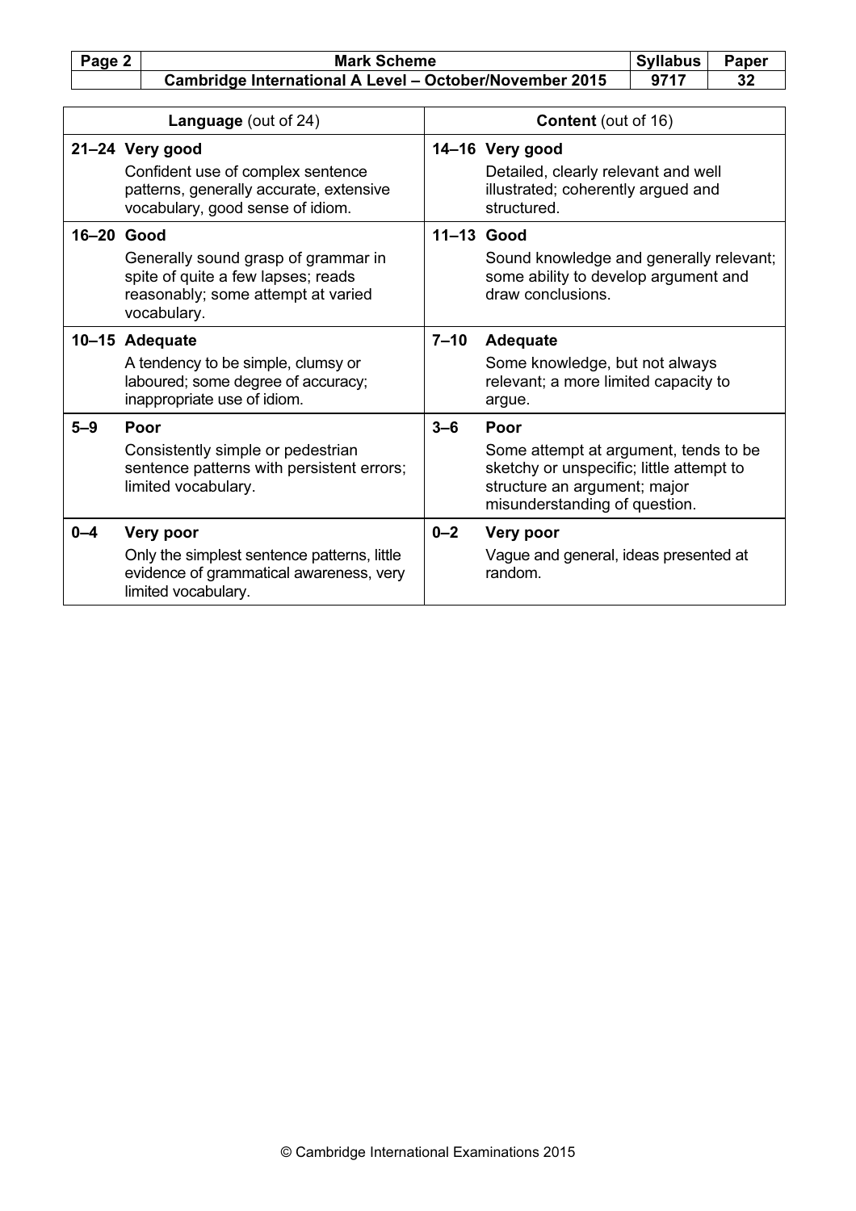| **Language** (out of 24) | | **Content** (out of 16) | |
|---|---|---|---|
| **21–24** | **Very good**<br>Confident use of complex sentence patterns, generally accurate, extensive vocabulary, good sense of idiom. | **14–16** | **Very good**<br>Detailed, clearly relevant and well illustrated; coherently argued and structured. |
| **16–20** | **Good**<br>Generally sound grasp of grammar in spite of quite a few lapses; reads reasonably; some attempt at varied vocabulary. | **11–13** | **Good**<br>Sound knowledge and generally relevant; some ability to develop argument and draw conclusions. |
| **10–15** | **Adequate**<br>A tendency to be simple, clumsy or laboured; some degree of accuracy; inappropriate use of idiom. | **7–10** | **Adequate**<br>Some knowledge, but not always relevant; a more limited capacity to argue. |
| **5–9** | **Poor**<br>Consistently simple or pedestrian sentence patterns with persistent errors; limited vocabulary. | **3–6** | **Poor**<br>Some attempt at argument, tends to be sketchy or unspecific; little attempt to structure an argument; major misunderstanding of question. |
| **0–4** | **Very poor**<br>Only the simplest sentence patterns, little evidence of grammatical awareness, very limited vocabulary. | **0–2** | **Very poor**<br>Vague and general, ideas presented at random. |